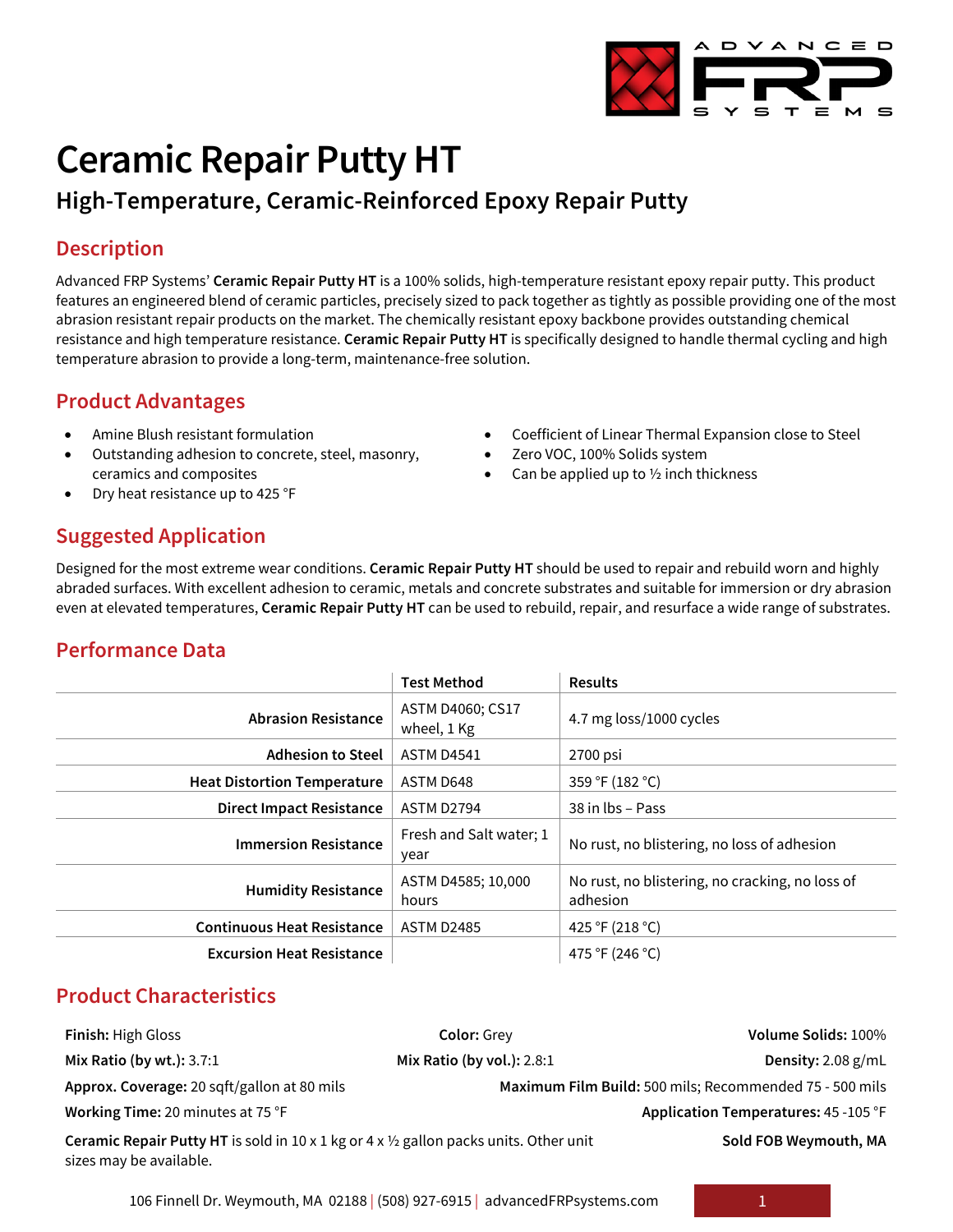# Ceramic Repair Putty HT

## High-Temperature, Ceramic-Reinforced Epoxy Repair Putty

## Description

Advanced FRP Systems' **Ceramic Repair Putty HT** is a 100% solids, high-temperature resistant epoxy repair putty. This product features an engineered blend of ceramic particles, precisely sized to pack together as tightly as possible providing one of the most abrasion resistant repair products on the market. The chemically resistant epoxy backbone provides outstanding chemical resistance and high temperature resistance. **Ceramic Repair Putty HT** is specifically designed to handle thermal cycling and high temperature abrasion to provide a long-term, maintenance-free solution.

## Product Advantages

- Amine Blush resistant formulation
- Outstanding adhesion to concrete, steel, masonry, ceramics and composites
- Dry heat resistance up to 425 °F
- Coefficient of Linear Thermal Expansion close to Steel
- Zero VOC, 100% Solids system
- Can be applied up to ½ inch thickness

## Suggested Application

Designed for the most extreme wear conditions. **Ceramic Repair Putty HT** should be used to repair and rebuild worn and highly abraded surfaces. With excellent adhesion to ceramic, metals and concrete substrates and suitable for immersion or dry abrasion even at elevated temperatures, **Ceramic Repair Putty HT** can be used to rebuild, repair, and resurface a wide range of substrates.

## Performance Data

| | Test Method | Results |
|---|---|---|
| **Abrasion Resistance** | ASTM D4060; CS17 wheel, 1 Kg | 4.7 mg loss/1000 cycles |
| **Adhesion to Steel** | ASTM D4541 | 2700 psi |
| **Heat Distortion Temperature** | ASTM D648 | 359 °F (182 °C) |
| **Direct Impact Resistance** | ASTM D2794 | 38 in lbs – Pass |
| **Immersion Resistance** | Fresh and Salt water; 1 year | No rust, no blistering, no loss of adhesion |
| **Humidity Resistance** | ASTM D4585; 10,000 hours | No rust, no blistering, no cracking, no loss of adhesion |
| **Continuous Heat Resistance** | ASTM D2485 | 425 °F (218 °C) |
| **Excursion Heat Resistance** | | 475 °F (246 °C) |

## Product Characteristics

**Finish:** High Gloss

**Color:** Grey

**Volume Solids:** 100%

**Mix Ratio (by wt.):** 3.7:1

**Mix Ratio (by vol.):** 2.8:1

**Density:** 2.08 g/mL

**Approx. Coverage:** 20 sqft/gallon at 80 mils

**Maximum Film Build:** 500 mils; Recommended 75 - 500 mils

**Working Time:** 20 minutes at 75 °F

**Application Temperatures:** 45 -105 °F

**Ceramic Repair Putty HT** is sold in 10 x 1 kg or 4 x ½ gallon packs units. Other unit sizes may be available.

**Sold FOB Weymouth, MA**

106 Finnell Dr. Weymouth, MA 02188 | (508) 927-6915 | advancedFRPsystems.com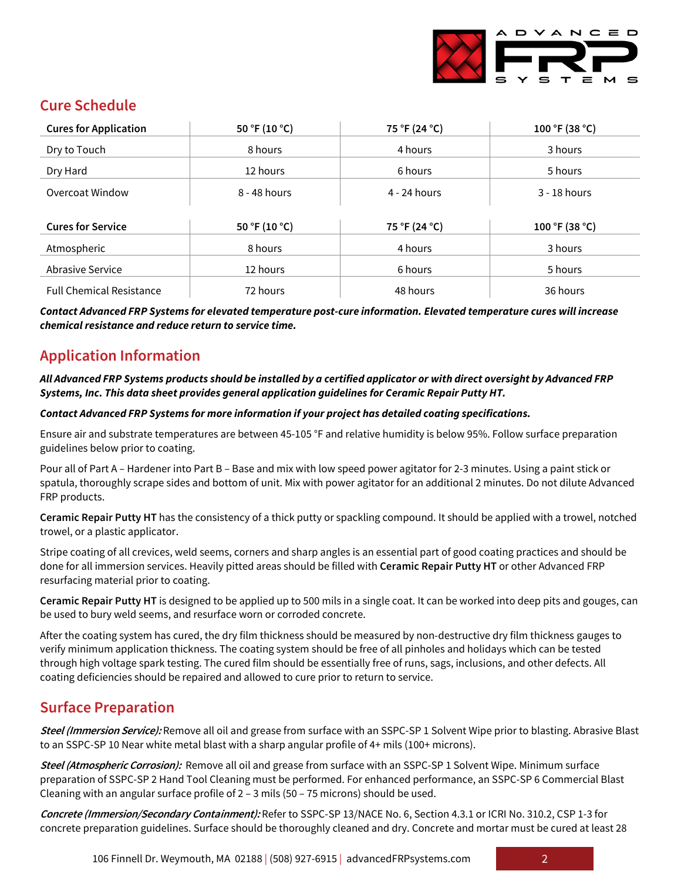## Cure Schedule

| Cures for Application | 50 °F (10 °C) | 75 °F (24 °C) | 100 °F (38 °C) |
|---|---|---|---|
| Dry to Touch | 8 hours | 4 hours | 3 hours |
| Dry Hard | 12 hours | 6 hours | 5 hours |
| Overcoat Window | 8 - 48 hours | 4 - 24 hours | 3 - 18 hours |

| Cures for Service | 50 °F (10 °C) | 75 °F (24 °C) | 100 °F (38 °C) |
|---|---|---|---|
| Atmospheric | 8 hours | 4 hours | 3 hours |
| Abrasive Service | 12 hours | 6 hours | 5 hours |
| Full Chemical Resistance | 72 hours | 48 hours | 36 hours |

***Contact Advanced FRP Systems for elevated temperature post-cure information. Elevated temperature cures will increase chemical resistance and reduce return to service time.***

## Application Information

***All Advanced FRP Systems products should be installed by a certified applicator or with direct oversight by Advanced FRP Systems, Inc. This data sheet provides general application guidelines for Ceramic Repair Putty HT.***

***Contact Advanced FRP Systems for more information if your project has detailed coating specifications.***

Ensure air and substrate temperatures are between 45-105 °F and relative humidity is below 95%. Follow surface preparation guidelines below prior to coating.

Pour all of Part A – Hardener into Part B – Base and mix with low speed power agitator for 2-3 minutes. Using a paint stick or spatula, thoroughly scrape sides and bottom of unit. Mix with power agitator for an additional 2 minutes. Do not dilute Advanced FRP products.

**Ceramic Repair Putty HT** has the consistency of a thick putty or spackling compound. It should be applied with a trowel, notched trowel, or a plastic applicator.

Stripe coating of all crevices, weld seems, corners and sharp angles is an essential part of good coating practices and should be done for all immersion services. Heavily pitted areas should be filled with **Ceramic Repair Putty HT** or other Advanced FRP resurfacing material prior to coating.

**Ceramic Repair Putty HT** is designed to be applied up to 500 mils in a single coat. It can be worked into deep pits and gouges, can be used to bury weld seems, and resurface worn or corroded concrete.

After the coating system has cured, the dry film thickness should be measured by non-destructive dry film thickness gauges to verify minimum application thickness. The coating system should be free of all pinholes and holidays which can be tested through high voltage spark testing. The cured film should be essentially free of runs, sags, inclusions, and other defects. All coating deficiencies should be repaired and allowed to cure prior to return to service.

## Surface Preparation

***Steel (Immersion Service):*** Remove all oil and grease from surface with an SSPC-SP 1 Solvent Wipe prior to blasting. Abrasive Blast to an SSPC-SP 10 Near white metal blast with a sharp angular profile of 4+ mils (100+ microns).

***Steel (Atmospheric Corrosion):*** Remove all oil and grease from surface with an SSPC-SP 1 Solvent Wipe. Minimum surface preparation of SSPC-SP 2 Hand Tool Cleaning must be performed. For enhanced performance, an SSPC-SP 6 Commercial Blast Cleaning with an angular surface profile of 2 – 3 mils (50 – 75 microns) should be used.

***Concrete (Immersion/Secondary Containment):*** Refer to SSPC-SP 13/NACE No. 6, Section 4.3.1 or ICRI No. 310.2, CSP 1-3 for concrete preparation guidelines. Surface should be thoroughly cleaned and dry. Concrete and mortar must be cured at least 28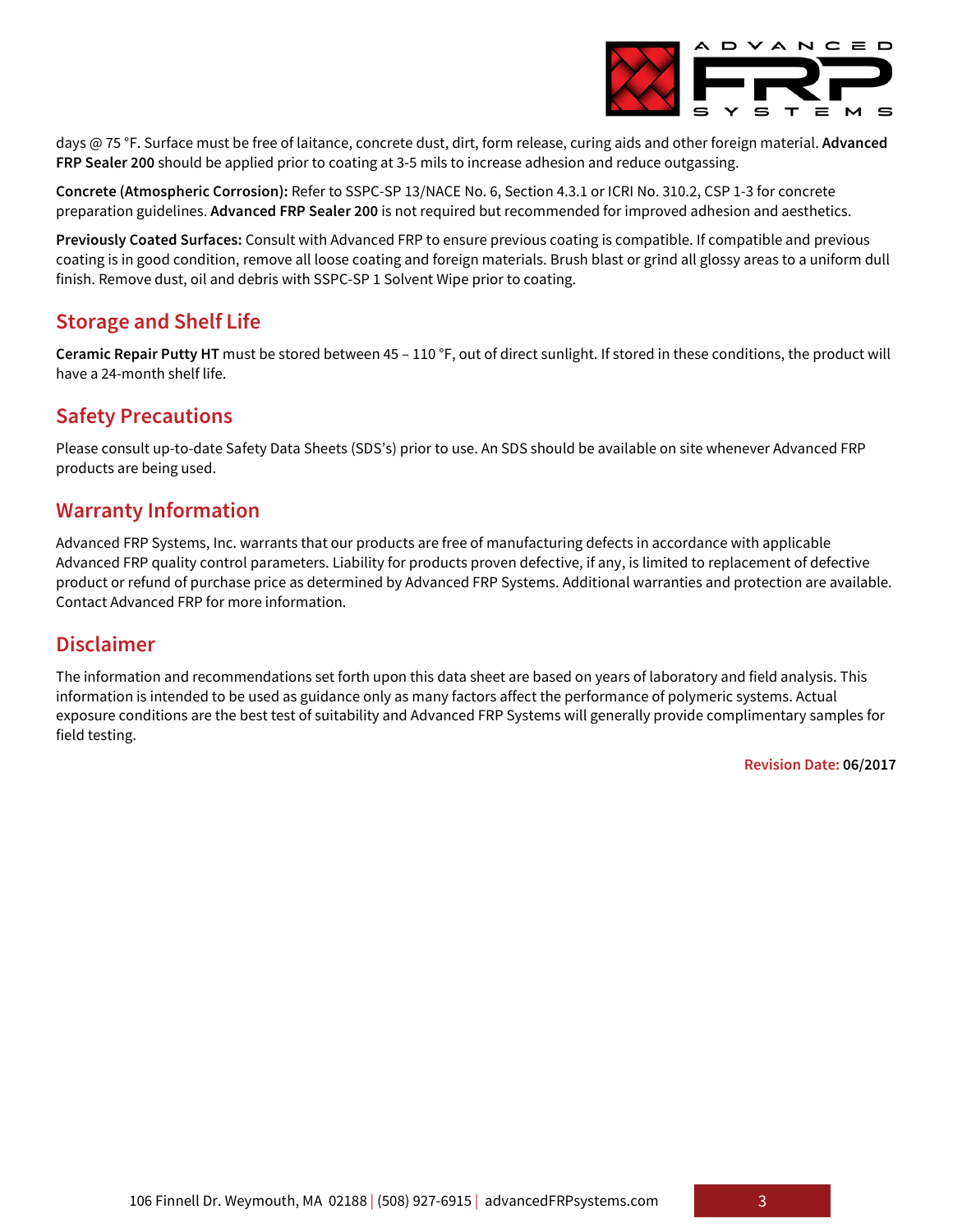days @ 75 °F. Surface must be free of laitance, concrete dust, dirt, form release, curing aids and other foreign material. **Advanced FRP Sealer 200** should be applied prior to coating at 3-5 mils to increase adhesion and reduce outgassing.

**Concrete (Atmospheric Corrosion):** Refer to SSPC-SP 13/NACE No. 6, Section 4.3.1 or ICRI No. 310.2, CSP 1-3 for concrete preparation guidelines. **Advanced FRP Sealer 200** is not required but recommended for improved adhesion and aesthetics.

**Previously Coated Surfaces:** Consult with Advanced FRP to ensure previous coating is compatible. If compatible and previous coating is in good condition, remove all loose coating and foreign materials. Brush blast or grind all glossy areas to a uniform dull finish. Remove dust, oil and debris with SSPC-SP 1 Solvent Wipe prior to coating.

## Storage and Shelf Life

**Ceramic Repair Putty HT** must be stored between 45 – 110 °F, out of direct sunlight. If stored in these conditions, the product will have a 24-month shelf life.

## Safety Precautions

Please consult up-to-date Safety Data Sheets (SDS's) prior to use. An SDS should be available on site whenever Advanced FRP products are being used.

## Warranty Information

Advanced FRP Systems, Inc. warrants that our products are free of manufacturing defects in accordance with applicable Advanced FRP quality control parameters. Liability for products proven defective, if any, is limited to replacement of defective product or refund of purchase price as determined by Advanced FRP Systems. Additional warranties and protection are available. Contact Advanced FRP for more information.

## Disclaimer

The information and recommendations set forth upon this data sheet are based on years of laboratory and field analysis. This information is intended to be used as guidance only as many factors affect the performance of polymeric systems. Actual exposure conditions are the best test of suitability and Advanced FRP Systems will generally provide complimentary samples for field testing.

**Revision Date: 06/2017**